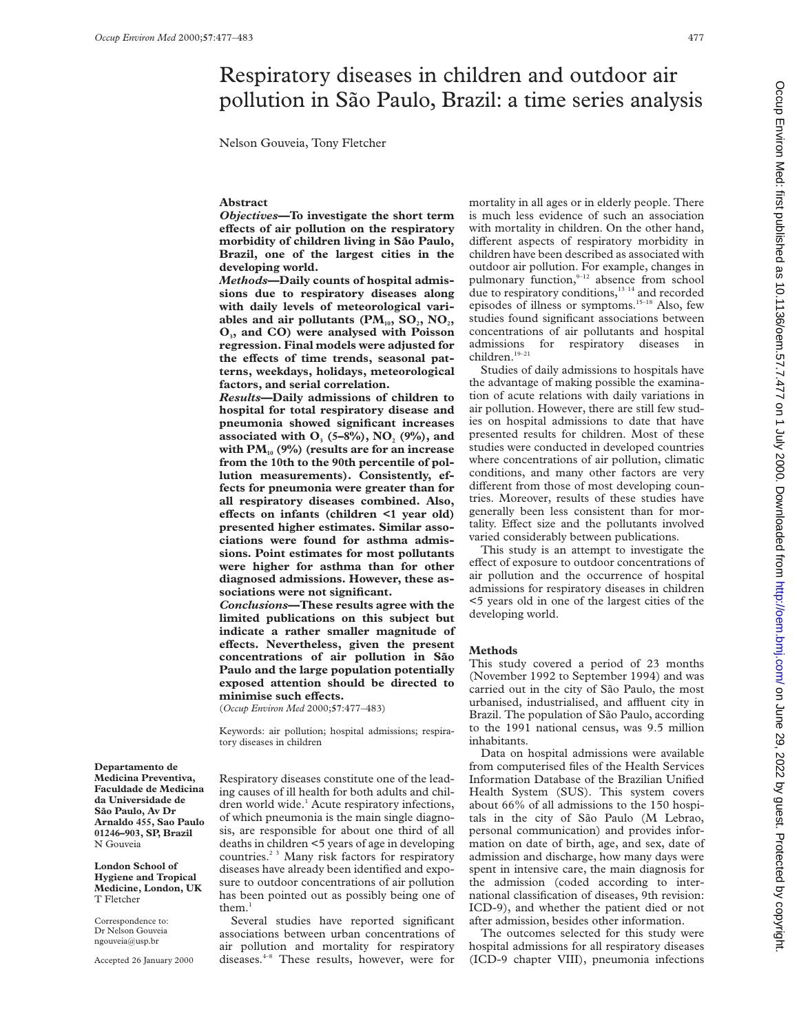# Respiratory diseases in children and outdoor air pollution in São Paulo, Brazil: a time series analysis

Nelson Gouveia, Tony Fletcher

## Abstract

***Objectives*—To investigate the short term effects of air pollution on the respiratory morbidity of children living in São Paulo, Brazil, one of the largest cities in the developing world.**

***Methods*—Daily counts of hospital admissions due to respiratory diseases along with daily levels of meteorological variables and air pollutants ($PM_{10}$, $SO_2$, $NO_2$, $O_3$, and CO) were analysed with Poisson regression. Final models were adjusted for the effects of time trends, seasonal patterns, weekdays, holidays, meteorological factors, and serial correlation.**

***Results*—Daily admissions of children to hospital for total respiratory disease and pneumonia showed significant increases associated with $O_3$ (5–8%), $NO_2$ (9%), and with $PM_{10}$ (9%) (results are for an increase from the 10th to the 90th percentile of pollution measurements). Consistently, effects for pneumonia were greater than for all respiratory diseases combined. Also, effects on infants (children <1 year old) presented higher estimates. Similar associations were found for asthma admissions. Point estimates for most pollutants were higher for asthma than for other diagnosed admissions. However, these associations were not significant.**

***Conclusions*—These results agree with the limited publications on this subject but indicate a rather smaller magnitude of effects. Nevertheless, given the present concentrations of air pollution in São Paulo and the large population potentially exposed attention should be directed to minimise such effects.**

(*Occup Environ Med* 2000;**57**:477–483)

Keywords: air pollution; hospital admissions; respiratory diseases in children

**Departamento de Medicina Preventiva, Faculdade de Medicina da Universidade de São Paulo, Av Dr Arnaldo 455, Sao Paulo 01246–903, SP, Brazil**
N Gouveia

**London School of Hygiene and Tropical Medicine, London, UK**
T Fletcher

Correspondence to: Dr Nelson Gouveia ngouveia@usp.br

Accepted 26 January 2000

Respiratory diseases constitute one of the leading causes of ill health for both adults and children world wide.[1] Acute respiratory infections, of which pneumonia is the main single diagnosis, are responsible for about one third of all deaths in children <5 years of age in developing countries.[2 3] Many risk factors for respiratory diseases have already been identified and exposure to outdoor concentrations of air pollution has been pointed out as possibly being one of them.[1]

Several studies have reported significant associations between urban concentrations of air pollution and mortality for respiratory diseases.[4–8] These results, however, were for mortality in all ages or in elderly people. There is much less evidence of such an association with mortality in children. On the other hand, different aspects of respiratory morbidity in children have been described as associated with outdoor air pollution. For example, changes in pulmonary function,[9–12] absence from school due to respiratory conditions,[13 14] and recorded episodes of illness or symptoms.[15–18] Also, few studies found significant associations between concentrations of air pollutants and hospital admissions for respiratory diseases in children.[19–21]

Studies of daily admissions to hospitals have the advantage of making possible the examination of acute relations with daily variations in air pollution. However, there are still few studies on hospital admissions to date that have presented results for children. Most of these studies were conducted in developed countries where concentrations of air pollution, climatic conditions, and many other factors are very different from those of most developing countries. Moreover, results of these studies have generally been less consistent than for mortality. Effect size and the pollutants involved varied considerably between publications.

This study is an attempt to investigate the effect of exposure to outdoor concentrations of air pollution and the occurrence of hospital admissions for respiratory diseases in children <5 years old in one of the largest cities of the developing world.

## Methods

This study covered a period of 23 months (November 1992 to September 1994) and was carried out in the city of São Paulo, the most urbanised, industrialised, and affluent city in Brazil. The population of São Paulo, according to the 1991 national census, was 9.5 million inhabitants.

Data on hospital admissions were available from computerised files of the Health Services Information Database of the Brazilian Unified Health System (SUS). This system covers about 66% of all admissions to the 150 hospitals in the city of São Paulo (M Lebrao, personal communication) and provides information on date of birth, age, and sex, date of admission and discharge, how many days were spent in intensive care, the main diagnosis for the admission (coded according to international classification of diseases, 9th revision: ICD-9), and whether the patient died or not after admission, besides other information.

The outcomes selected for this study were hospital admissions for all respiratory diseases (ICD-9 chapter VIII), pneumonia infections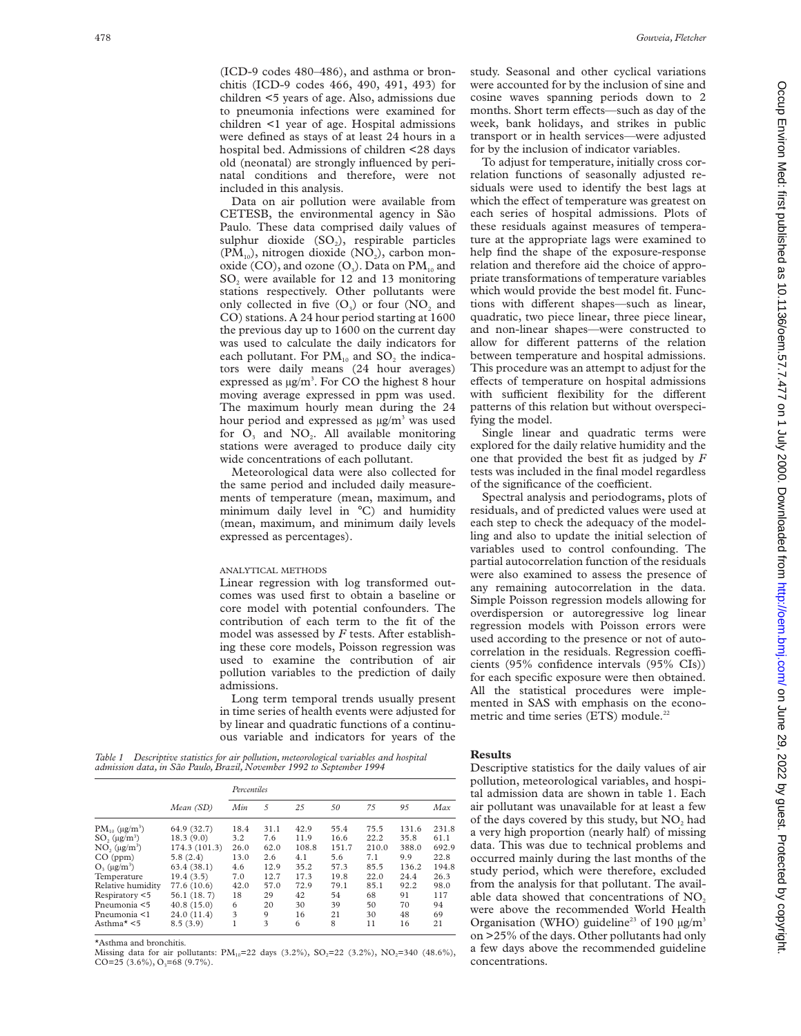(ICD-9 codes 480–486), and asthma or bronchitis (ICD-9 codes 466, 490, 491, 493) for children <5 years of age. Also, admissions due to pneumonia infections were examined for children <1 year of age. Hospital admissions were defined as stays of at least 24 hours in a hospital bed. Admissions of children <28 days old (neonatal) are strongly influenced by perinatal conditions and therefore, were not included in this analysis.

Data on air pollution were available from CETESB, the environmental agency in São Paulo. These data comprised daily values of sulphur dioxide ($SO_2$), respirable particles ($PM_{10}$), nitrogen dioxide ($NO_2$), carbon monoxide (CO), and ozone ($O_3$). Data on $PM_{10}$ and $SO_2$ were available for 12 and 13 monitoring stations respectively. Other pollutants were only collected in five ($O_3$) or four ($NO_2$ and CO) stations. A 24 hour period starting at 1600 the previous day up to 1600 on the current day was used to calculate the daily indicators for each pollutant. For $PM_{10}$ and $SO_2$ the indicators were daily means (24 hour averages) expressed as $\mu g/m^3$. For CO the highest 8 hour moving average expressed in ppm was used. The maximum hourly mean during the 24 hour period and expressed as $\mu g/m^3$ was used for $O_3$ and $NO_2$. All available monitoring stations were averaged to produce daily city wide concentrations of each pollutant.

Meteorological data were also collected for the same period and included daily measurements of temperature (mean, maximum, and minimum daily level in °C) and humidity (mean, maximum, and minimum daily levels expressed as percentages).

### ANALYTICAL METHODS

Linear regression with log transformed outcomes was used first to obtain a baseline or core model with potential confounders. The contribution of each term to the fit of the model was assessed by *F* tests. After establishing these core models, Poisson regression was used to examine the contribution of air pollution variables to the prediction of daily admissions.

Long term temporal trends usually present in time series of health events were adjusted for by linear and quadratic functions of a continuous variable and indicators for years of the study. Seasonal and other cyclical variations were accounted for by the inclusion of sine and cosine waves spanning periods down to 2 months. Short term effects—such as day of the week, bank holidays, and strikes in public transport or in health services—were adjusted for by the inclusion of indicator variables.

To adjust for temperature, initially cross correlation functions of seasonally adjusted residuals were used to identify the best lags at which the effect of temperature was greatest on each series of hospital admissions. Plots of these residuals against measures of temperature at the appropriate lags were examined to help find the shape of the exposure-response relation and therefore aid the choice of appropriate transformations of temperature variables which would provide the best model fit. Functions with different shapes—such as linear, quadratic, two piece linear, three piece linear, and non-linear shapes—were constructed to allow for different patterns of the relation between temperature and hospital admissions. This procedure was an attempt to adjust for the effects of temperature on hospital admissions with sufficient flexibility for the different patterns of this relation but without overspecifying the model.

Single linear and quadratic terms were explored for the daily relative humidity and the one that provided the best fit as judged by *F* tests was included in the final model regardless of the significance of the coefficient.

Spectral analysis and periodograms, plots of residuals, and of predicted values were used at each step to check the adequacy of the modelling and also to update the initial selection of variables used to control confounding. The partial autocorrelation function of the residuals were also examined to assess the presence of any remaining autocorrelation in the data. Simple Poisson regression models allowing for overdispersion or autoregressive log linear regression models with Poisson errors were used according to the presence or not of autocorrelation in the residuals. Regression coefficients (95% confidence intervals (95% CIs)) for each specific exposure were then obtained. All the statistical procedures were implemented in SAS with emphasis on the econometric and time series (ETS) module.[22]

*Table 1 Descriptive statistics for air pollution, meteorological variables and hospital admission data, in São Paulo, Brazil, November 1992 to September 1994*

| | Mean (SD) | *Percentiles* | | | | | | |
|---|---|---|---|---|---|---|---|---|
| | | Min | 5 | 25 | 50 | 75 | 95 | Max |
| $PM_{10}$ ($\mu g/m^3$) | 64.9 (32.7) | 18.4 | 31.1 | 42.9 | 55.4 | 75.5 | 131.6 | 231.8 |
| $SO_2$ ($\mu g/m^3$) | 18.3 (9.0) | 3.2 | 7.6 | 11.9 | 16.6 | 22.2 | 35.8 | 61.1 |
| $NO_2$ ($\mu g/m^3$) | 174.3 (101.3) | 26.0 | 62.0 | 108.8 | 151.7 | 210.0 | 388.0 | 692.9 |
| CO (ppm) | 5.8 (2.4) | 13.0 | 2.6 | 4.1 | 5.6 | 7.1 | 9.9 | 22.8 |
| $O_3$ ($\mu g/m^3$) | 63.4 (38.1) | 4.6 | 12.9 | 35.2 | 57.3 | 85.5 | 136.2 | 194.8 |
| Temperature | 19.4 (3.5) | 7.0 | 12.7 | 17.3 | 19.8 | 22.0 | 24.4 | 26.3 |
| Relative humidity | 77.6 (10.6) | 42.0 | 57.0 | 72.9 | 79.1 | 85.1 | 92.2 | 98.0 |
| Respiratory <5 | 56.1 (18.7) | 18 | 29 | 42 | 54 | 68 | 91 | 117 |
| Pneumonia <5 | 40.8 (15.0) | 6 | 20 | 30 | 39 | 50 | 70 | 94 |
| Pneumonia <1 | 24.0 (11.4) | 3 | 9 | 16 | 21 | 30 | 48 | 69 |
| Asthma* <5 | 8.5 (3.9) | 1 | 3 | 6 | 8 | 11 | 16 | 21 |

*Asthma and bronchitis.
Missing data for air pollutants: $PM_{10}$=22 days (3.2%), $SO_2$=22 (3.2%), $NO_2$=340 (48.6%), CO=25 (3.6%), $O_3$=68 (9.7%).

## Results

Descriptive statistics for the daily values of air pollution, meteorological variables, and hospital admission data are shown in table 1. Each air pollutant was unavailable for at least a few of the days covered by this study, but $NO_2$ had a very high proportion (nearly half) of missing data. This was due to technical problems and occurred mainly during the last months of the study period, which were therefore, excluded from the analysis for that pollutant. The available data showed that concentrations of $NO_2$ were above the recommended World Health Organisation (WHO) guideline[23] of 190 $\mu g/m^3$ on >25% of the days. Other pollutants had only a few days above the recommended guideline concentrations.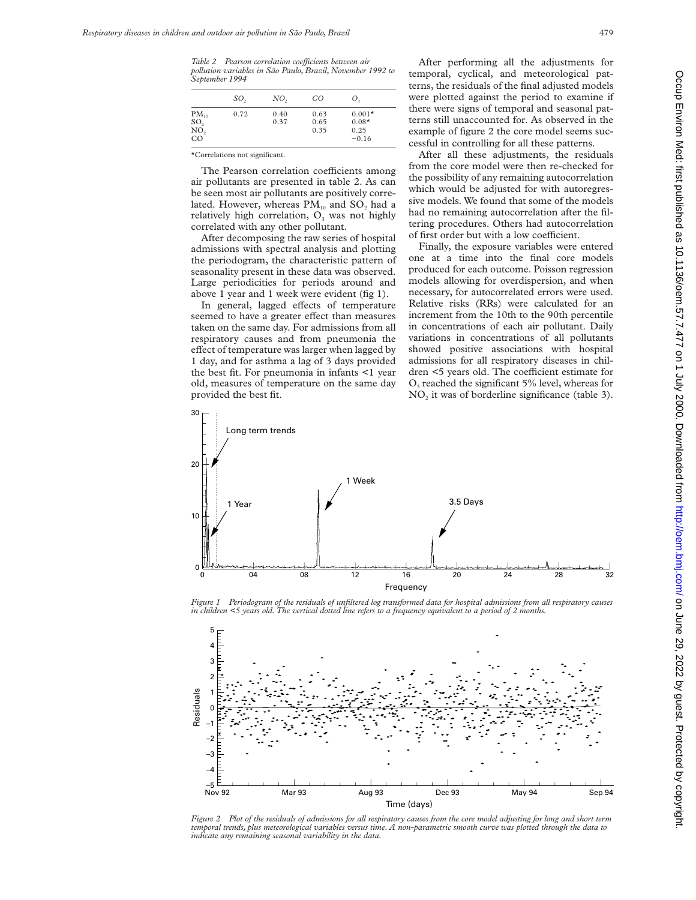*Table 2 Pearson correlation coefficients between air pollution variables in São Paulo, Brazil, November 1992 to September 1994*

| | $SO_2$ | $NO_2$ | $CO$ | $O_3$ |
|---|---|---|---|---|
| $PM_{10}$ | 0.72 | 0.40 | 0.63 | 0.001* |
| $SO_2$ | | 0.37 | 0.65 | 0.08* |
| $NO_2$ | | | 0.35 | 0.25 |
| CO | | | | −0.16 |

*Correlations not significant.

The Pearson correlation coefficients among air pollutants are presented in table 2. As can be seen most air pollutants are positively correlated. However, whereas $PM_{10}$ and $SO_2$ had a relatively high correlation, $O_3$ was not highly correlated with any other pollutant.

After decomposing the raw series of hospital admissions with spectral analysis and plotting the periodogram, the characteristic pattern of seasonality present in these data was observed. Large periodicities for periods around and above 1 year and 1 week were evident (fig 1).

In general, lagged effects of temperature seemed to have a greater effect than measures taken on the same day. For admissions from all respiratory causes and from pneumonia the effect of temperature was larger when lagged by 1 day, and for asthma a lag of 3 days provided the best fit. For pneumonia in infants <1 year old, measures of temperature on the same day provided the best fit.

After performing all the adjustments for temporal, cyclical, and meteorological patterns, the residuals of the final adjusted models were plotted against the period to examine if there were signs of temporal and seasonal patterns still unaccounted for. As observed in the example of figure 2 the core model seems successful in controlling for all these patterns.

After all these adjustments, the residuals from the core model were then re-checked for the possibility of any remaining autocorrelation which would be adjusted for with autoregressive models. We found that some of the models had no remaining autocorrelation after the filtering procedures. Others had autocorrelation of first order but with a low coefficient.

Finally, the exposure variables were entered one at a time into the final core models produced for each outcome. Poisson regression models allowing for overdispersion, and when necessary, for autocorrelated errors were used. Relative risks (RRs) were calculated for an increment from the 10th to the 90th percentile in concentrations of each air pollutant. Daily variations in concentrations of all pollutants showed positive associations with hospital admissions for all respiratory diseases in children <5 years old. The coefficient estimate for $O_3$ reached the significant 5% level, whereas for $NO_2$ it was of borderline significance (table 3).

*Figure 1 Periodogram of the residuals of unfiltered log transformed data for hospital admissions from all respiratory causes in children <5 years old. The vertical dotted line refers to a frequency equivalent to a period of 2 months.*

*Figure 2 Plot of the residuals of admissions for all respiratory causes from the core model adjusting for long and short term temporal trends, plus meteorological variables versus time. A non-parametric smooth curve was plotted through the data to indicate any remaining seasonal variability in the data.*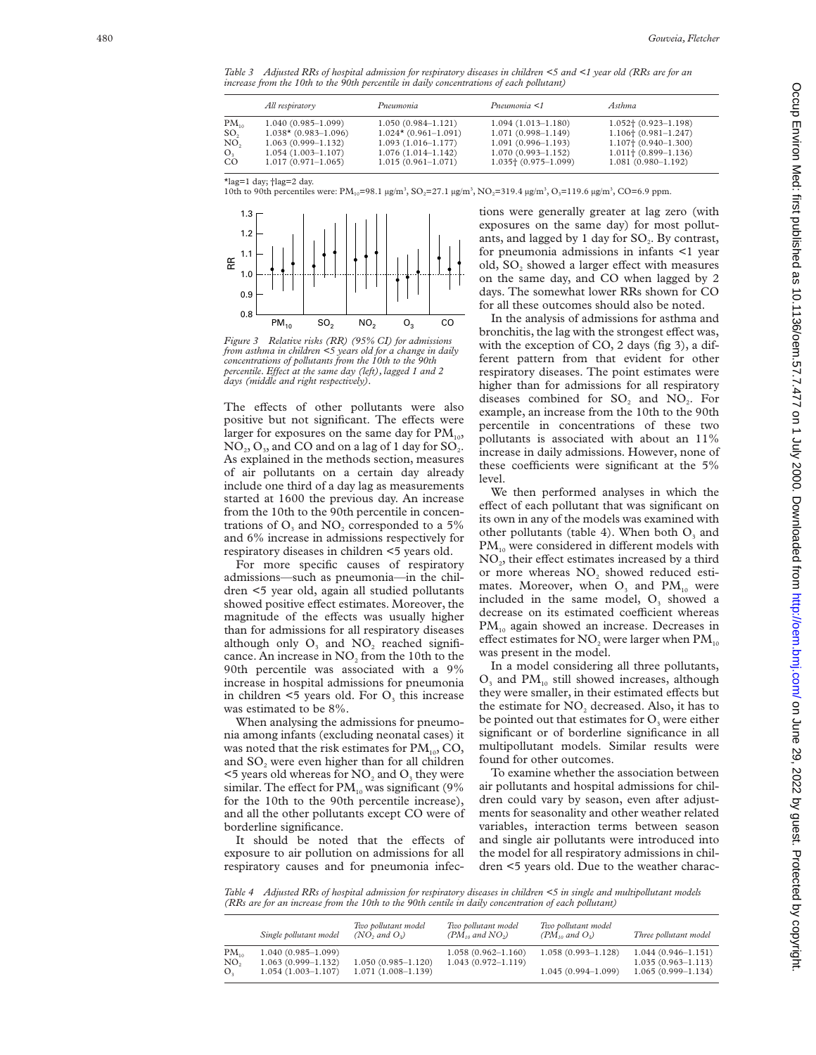*Table 3 Adjusted RRs of hospital admission for respiratory diseases in children <5 and <1 year old (RRs are for an increase from the 10th to the 90th percentile in daily concentrations of each pollutant)*

| | All respiratory | Pneumonia | Pneumonia <1 | Asthma |
|---|---|---|---|---|
| $PM_{10}$ | 1.040 (0.985–1.099) | 1.050 (0.984–1.121) | 1.094 (1.013–1.180) | 1.052† (0.923–1.198) |
| $SO_2$ | 1.038* (0.983–1.096) | 1.024* (0.961–1.091) | 1.071 (0.998–1.149) | 1.106† (0.981–1.247) |
| $NO_2$ | 1.063 (0.999–1.132) | 1.093 (1.016–1.177) | 1.091 (0.996–1.193) | 1.107† (0.940–1.300) |
| $O_3$ | 1.054 (1.003–1.107) | 1.076 (1.014–1.142) | 1.070 (0.993–1.152) | 1.011† (0.899–1.136) |
| CO | 1.017 (0.971–1.065) | 1.015 (0.961–1.071) | 1.035† (0.975–1.099) | 1.081 (0.980–1.192) |

*lag=1 day; †lag=2 day.
10th to 90th percentiles were: $PM_{10}$=98.1 μg/m³, $SO_2$=27.1 μg/m³, $NO_2$=319.4 μg/m³, $O_3$=119.6 μg/m³, CO=6.9 ppm.

*Figure 3 Relative risks (RR) (95% CI) for admissions from asthma in children <5 years old for a change in daily concentrations of pollutants from the 10th to the 90th percentile. Effect at the same day (left), lagged 1 and 2 days (middle and right respectively).*

The effects of other pollutants were also positive but not significant. The effects were larger for exposures on the same day for $PM_{10}$, $NO_2$, $O_3$, and CO and on a lag of 1 day for $SO_2$. As explained in the methods section, measures of air pollutants on a certain day already include one third of a day lag as measurements started at 1600 the previous day. An increase from the 10th to the 90th percentile in concentrations of $O_3$ and $NO_2$ corresponded to a 5% and 6% increase in admissions respectively for respiratory diseases in children <5 years old.

For more specific causes of respiratory admissions—such as pneumonia—in the children <5 year old, again all studied pollutants showed positive effect estimates. Moreover, the magnitude of the effects was usually higher than for admissions for all respiratory diseases although only $O_3$ and $NO_2$ reached significance. An increase in $NO_2$ from the 10th to the 90th percentile was associated with a 9% increase in hospital admissions for pneumonia in children <5 years old. For $O_3$ this increase was estimated to be 8%.

When analysing the admissions for pneumonia among infants (excluding neonatal cases) it was noted that the risk estimates for $PM_{10}$, CO, and $SO_2$ were even higher than for all children <5 years old whereas for $NO_2$ and $O_3$ they were similar. The effect for $PM_{10}$ was significant (9% for the 10th to the 90th percentile increase), and all the other pollutants except CO were of borderline significance.

It should be noted that the effects of exposure to air pollution on admissions for all respiratory causes and for pneumonia infections were generally greater at lag zero (with exposures on the same day) for most pollutants, and lagged by 1 day for $SO_2$. By contrast, for pneumonia admissions in infants <1 year old, $SO_2$ showed a larger effect with measures on the same day, and CO when lagged by 2 days. The somewhat lower RRs shown for CO for all these outcomes should also be noted.

In the analysis of admissions for asthma and bronchitis, the lag with the strongest effect was, with the exception of CO, 2 days (fig 3), a different pattern from that evident for other respiratory diseases. The point estimates were higher than for admissions for all respiratory diseases combined for $SO_2$ and $NO_2$. For example, an increase from the 10th to the 90th percentile in concentrations of these two pollutants is associated with about an 11% increase in daily admissions. However, none of these coefficients were significant at the 5% level.

We then performed analyses in which the effect of each pollutant that was significant on its own in any of the models was examined with other pollutants (table 4). When both $O_3$ and $PM_{10}$ were considered in different models with $NO_2$, their effect estimates increased by a third or more whereas $NO_2$ showed reduced estimates. Moreover, when $O_3$ and $PM_{10}$ were included in the same model, $O_3$ showed a decrease on its estimated coefficient whereas $PM_{10}$ again showed an increase. Decreases in effect estimates for $NO_2$ were larger when $PM_{10}$ was present in the model.

In a model considering all three pollutants, $O_3$ and $PM_{10}$ still showed increases, although they were smaller, in their estimated effects but the estimate for $NO_2$ decreased. Also, it has to be pointed out that estimates for $O_3$ were either significant or of borderline significance in all multipollutant models. Similar results were found for other outcomes.

To examine whether the association between air pollutants and hospital admissions for children could vary by season, even after adjustments for seasonality and other weather related variables, interaction terms between season and single air pollutants were introduced into the model for all respiratory admissions in children <5 years old. Due to the weather charac-

*Table 4 Adjusted RRs of hospital admission for respiratory diseases in children <5 in single and multipollutant models (RRs are for an increase from the 10th to the 90th centile in daily concentration of each pollutant)*

| | Single pollutant model | Two pollutant model ($NO_2$ and $O_3$) | Two pollutant model ($PM_{10}$ and $NO_2$) | Two pollutant model ($PM_{10}$ and $O_3$) | Three pollutant model |
|---|---|---|---|---|---|
| $PM_{10}$ | 1.040 (0.985–1.099) | | 1.058 (0.962–1.160) | 1.058 (0.993–1.128) | 1.044 (0.946–1.151) |
| $NO_2$ | 1.063 (0.999–1.132) | 1.050 (0.985–1.120) | 1.043 (0.972–1.119) | | 1.035 (0.963–1.113) |
| $O_3$ | 1.054 (1.003–1.107) | 1.071 (1.008–1.139) | | 1.045 (0.994–1.099) | 1.065 (0.999–1.134) |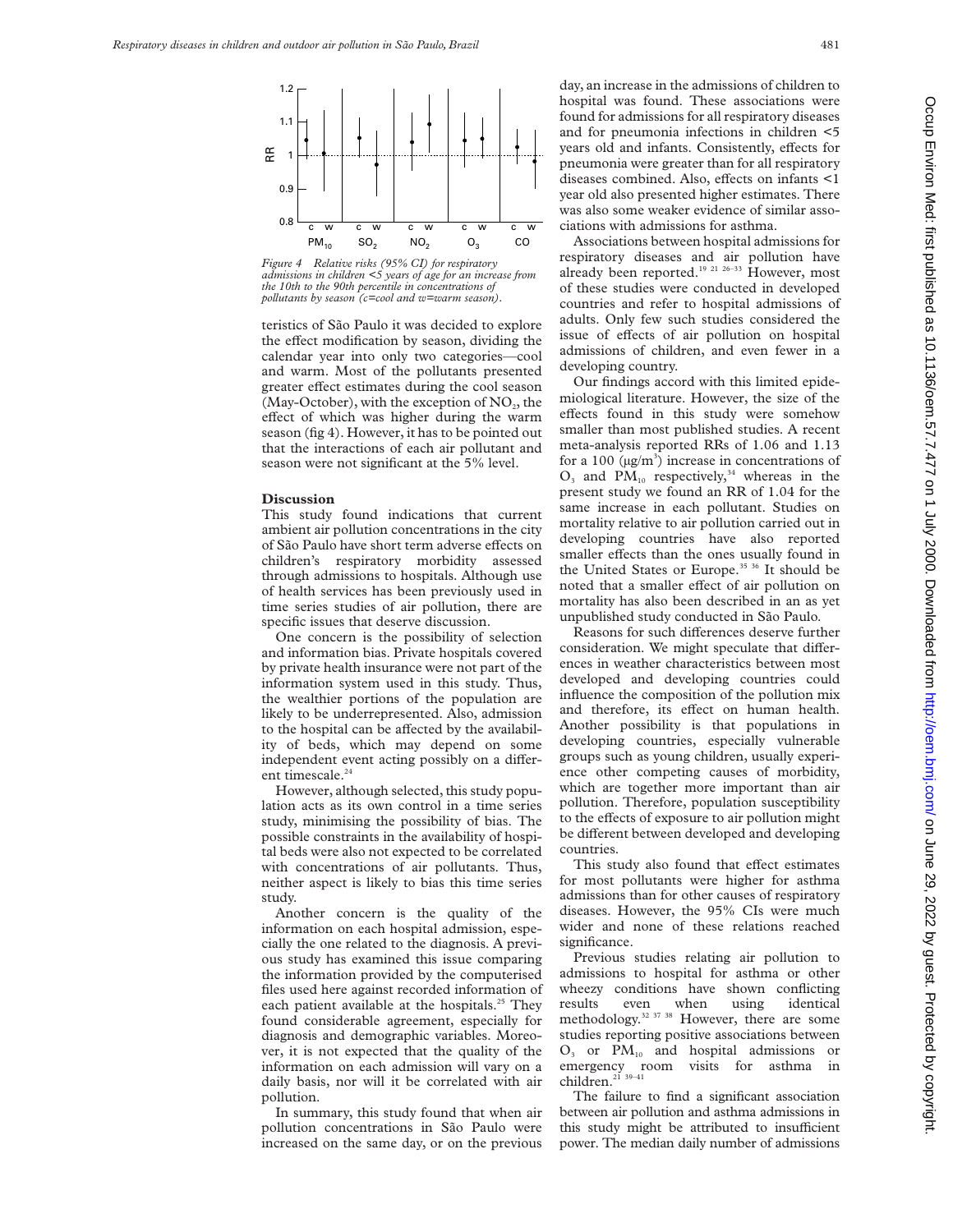Figure 4 Relative risks (95% CI) for respiratory admissions in children <5 years of age for an increase from the 10th to the 90th percentile in concentrations of pollutants by season (c=cool and w=warm season).

teristics of São Paulo it was decided to explore the effect modification by season, dividing the calendar year into only two categories—cool and warm. Most of the pollutants presented greater effect estimates during the cool season (May-October), with the exception of $NO_2$, the effect of which was higher during the warm season (fig 4). However, it has to be pointed out that the interactions of each air pollutant and season were not significant at the 5% level.

## Discussion

This study found indications that current ambient air pollution concentrations in the city of São Paulo have short term adverse effects on children's respiratory morbidity assessed through admissions to hospitals. Although use of health services has been previously used in time series studies of air pollution, there are specific issues that deserve discussion.

One concern is the possibility of selection and information bias. Private hospitals covered by private health insurance were not part of the information system used in this study. Thus, the wealthier portions of the population are likely to be underrepresented. Also, admission to the hospital can be affected by the availability of beds, which may depend on some independent event acting possibly on a different timescale.[24]

However, although selected, this study population acts as its own control in a time series study, minimising the possibility of bias. The possible constraints in the availability of hospital beds were also not expected to be correlated with concentrations of air pollutants. Thus, neither aspect is likely to bias this time series study.

Another concern is the quality of the information on each hospital admission, especially the one related to the diagnosis. A previous study has examined this issue comparing the information provided by the computerised files used here against recorded information of each patient available at the hospitals.[25] They found considerable agreement, especially for diagnosis and demographic variables. Moreover, it is not expected that the quality of the information on each admission will vary on a daily basis, nor will it be correlated with air pollution.

In summary, this study found that when air pollution concentrations in São Paulo were increased on the same day, or on the previous day, an increase in the admissions of children to hospital was found. These associations were found for admissions for all respiratory diseases and for pneumonia infections in children <5 years old and infants. Consistently, effects for pneumonia were greater than for all respiratory diseases combined. Also, effects on infants <1 year old also presented higher estimates. There was also some weaker evidence of similar associations with admissions for asthma.

Associations between hospital admissions for respiratory diseases and air pollution have already been reported.[19 21 26–33] However, most of these studies were conducted in developed countries and refer to hospital admissions of adults. Only few such studies considered the issue of effects of air pollution on hospital admissions of children, and even fewer in a developing country.

Our findings accord with this limited epidemiological literature. However, the size of the effects found in this study were somehow smaller than most published studies. A recent meta-analysis reported RRs of 1.06 and 1.13 for a 100 ($\mu g/m^3$) increase in concentrations of $O_3$ and $PM_{10}$ respectively,[34] whereas in the present study we found an RR of 1.04 for the same increase in each pollutant. Studies on mortality relative to air pollution carried out in developing countries have also reported smaller effects than the ones usually found in the United States or Europe.[35 36] It should be noted that a smaller effect of air pollution on mortality has also been described in an as yet unpublished study conducted in São Paulo.

Reasons for such differences deserve further consideration. We might speculate that differences in weather characteristics between most developed and developing countries could influence the composition of the pollution mix and therefore, its effect on human health. Another possibility is that populations in developing countries, especially vulnerable groups such as young children, usually experience other competing causes of morbidity, which are together more important than air pollution. Therefore, population susceptibility to the effects of exposure to air pollution might be different between developed and developing countries.

This study also found that effect estimates for most pollutants were higher for asthma admissions than for other causes of respiratory diseases. However, the 95% CIs were much wider and none of these relations reached significance.

Previous studies relating air pollution to admissions to hospital for asthma or other wheezy conditions have shown conflicting results even when using identical methodology.[32 37 38] However, there are some studies reporting positive associations between $O_3$ or $PM_{10}$ and hospital admissions or emergency room visits for asthma in children.[21 39–41]

The failure to find a significant association between air pollution and asthma admissions in this study might be attributed to insufficient power. The median daily number of admissions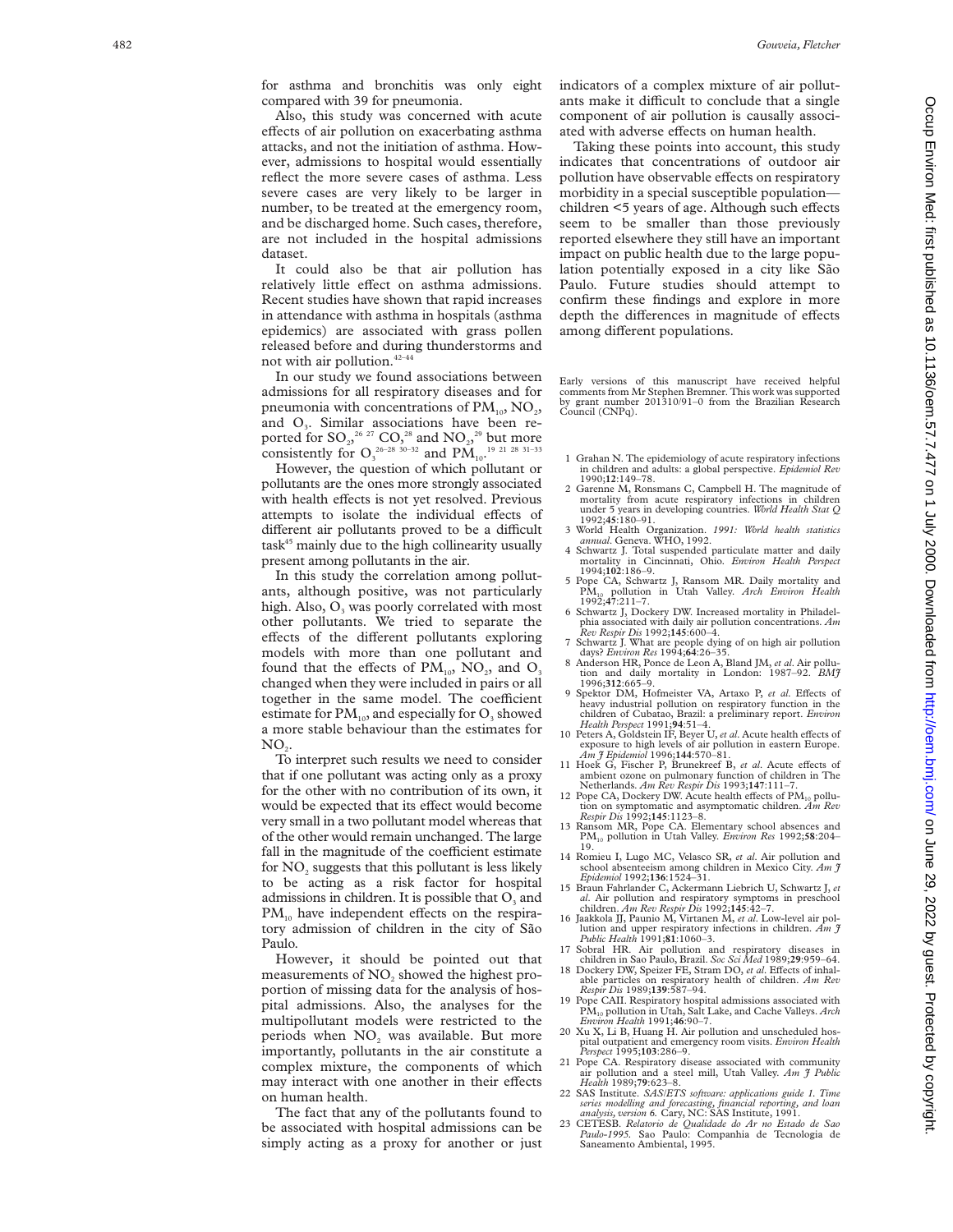for asthma and bronchitis was only eight compared with 39 for pneumonia.

Also, this study was concerned with acute effects of air pollution on exacerbating asthma attacks, and not the initiation of asthma. However, admissions to hospital would essentially reflect the more severe cases of asthma. Less severe cases are very likely to be larger in number, to be treated at the emergency room, and be discharged home. Such cases, therefore, are not included in the hospital admissions dataset.

It could also be that air pollution has relatively little effect on asthma admissions. Recent studies have shown that rapid increases in attendance with asthma in hospitals (asthma epidemics) are associated with grass pollen released before and during thunderstorms and not with air pollution.[42–44]

In our study we found associations between admissions for all respiratory diseases and for pneumonia with concentrations of $PM_{10}$, $NO_2$, and $O_3$. Similar associations have been reported for $SO_2$,[26 27] CO,[28] and $NO_2$,[29] but more consistently for $O_3$[26–28 30–32] and $PM_{10}$.[19 21 28 31–33]

However, the question of which pollutant or pollutants are the ones more strongly associated with health effects is not yet resolved. Previous attempts to isolate the individual effects of different air pollutants proved to be a difficult task[45] mainly due to the high collinearity usually present among pollutants in the air.

In this study the correlation among pollutants, although positive, was not particularly high. Also, $O_3$ was poorly correlated with most other pollutants. We tried to separate the effects of the different pollutants exploring models with more than one pollutant and found that the effects of $PM_{10}$, $NO_2$, and $O_3$ changed when they were included in pairs or all together in the same model. The coefficient estimate for $PM_{10}$, and especially for $O_3$ showed a more stable behaviour than the estimates for $NO_2$.

To interpret such results we need to consider that if one pollutant was acting only as a proxy for the other with no contribution of its own, it would be expected that its effect would become very small in a two pollutant model whereas that of the other would remain unchanged. The large fall in the magnitude of the coefficient estimate for $NO_2$ suggests that this pollutant is less likely to be acting as a risk factor for hospital admissions in children. It is possible that $O_3$ and $PM_{10}$ have independent effects on the respiratory admission of children in the city of São Paulo.

However, it should be pointed out that measurements of $NO_2$ showed the highest proportion of missing data for the analysis of hospital admissions. Also, the analyses for the multipollutant models were restricted to the periods when $NO_2$ was available. But more importantly, pollutants in the air constitute a complex mixture, the components of which may interact with one another in their effects on human health.

The fact that any of the pollutants found to be associated with hospital admissions can be simply acting as a proxy for another or just indicators of a complex mixture of air pollutants make it difficult to conclude that a single component of air pollution is causally associated with adverse effects on human health.

Taking these points into account, this study indicates that concentrations of outdoor air pollution have observable effects on respiratory morbidity in a special susceptible population—children <5 years of age. Although such effects seem to be smaller than those previously reported elsewhere they still have an important impact on public health due to the large population potentially exposed in a city like São Paulo. Future studies should attempt to confirm these findings and explore in more depth the differences in magnitude of effects among different populations.

Early versions of this manuscript have received helpful comments from Mr Stephen Bremner. This work was supported by grant number 201310/91–0 from the Brazilian Research Council (CNPq).

1 Grahan N. The epidemiology of acute respiratory infections in children and adults: a global perspective. *Epidemiol Rev* 1990;**12**:149–78.
2 Garenne M, Ronsmans C, Campbell H. The magnitude of mortality from acute respiratory infections in children under 5 years in developing countries. *World Health Stat Q* 1992;**45**:180–91.
3 World Health Organization. *1991: World health statistics annual*. Geneva. WHO, 1992.
4 Schwartz J. Total suspended particulate matter and daily mortality in Cincinnati, Ohio. *Environ Health Perspect* 1994;**102**:186–9.
5 Pope CA, Schwartz J, Ransom MR. Daily mortality and $PM_{10}$ pollution in Utah Valley. *Arch Environ Health* 1992;**47**:211–7.
6 Schwartz J, Dockery DW. Increased mortality in Philadelphia associated with daily air pollution concentrations. *Am Rev Respir Dis* 1992;**145**:600–4.
7 Schwartz J. What are people dying of on high air pollution days? *Environ Res* 1994;**64**:26–35.
8 Anderson HR, Ponce de Leon A, Bland JM, *et al*. Air pollution and daily mortality in London: 1987–92. *BMJ* 1996;**312**:665–9.
9 Spektor DM, Hofmeister VA, Artaxo P, *et al*. Effects of heavy industrial pollution on respiratory function in the children of Cubatao, Brazil: a preliminary report. *Environ Health Perspect* 1991;**94**:51–4.
10 Peters A, Goldstein IF, Beyer U, *et al*. Acute health effects of exposure to high levels of air pollution in eastern Europe. *Am J Epidemiol* 1996;**144**:570–81.
11 Hoek G, Fischer P, Brunekreef B, *et al*. Acute effects of ambient ozone on pulmonary function of children in The Netherlands. *Am Rev Respir Dis* 1993;**147**:111–7.
12 Pope CA, Dockery DW. Acute health effects of $PM_{10}$ pollution on symptomatic and asymptomatic children. *Am Rev Respir Dis* 1992;**145**:1123–8.
13 Ransom MR, Pope CA. Elementary school absences and $PM_{10}$ pollution in Utah Valley. *Environ Res* 1992;**58**:204–19.
14 Romieu I, Lugo MC, Velasco SR, *et al*. Air pollution and school absenteeism among children in Mexico City. *Am J Epidemiol* 1992;**136**:1524–31.
15 Braun Fahrlander C, Ackermann Liebrich U, Schwartz J, *et al*. Air pollution and respiratory symptoms in preschool children. *Am Rev Respir Dis* 1992;**145**:42–7.
16 Jaakkola JJ, Paunio M, Virtanen M, *et al*. Low-level air pollution and upper respiratory infections in children. *Am J Public Health* 1991;**81**:1060–3.
17 Sobral HR. Air pollution and respiratory diseases in children in Sao Paulo, Brazil. *Soc Sci Med* 1989;**29**:959–64.
18 Dockery DW, Speizer FE, Stram DO, *et al*. Effects of inhalable particles on respiratory health of children. *Am Rev Respir Dis* 1989;**139**:587–94.
19 Pope CAII. Respiratory hospital admissions associated with $PM_{10}$ pollution in Utah, Salt Lake, and Cache Valleys. *Arch Environ Health* 1991;**46**:90–7.
20 Xu X, Li B, Huang H. Air pollution and unscheduled hospital outpatient and emergency room visits. *Environ Health Perspect* 1995;**103**:286–9.
21 Pope CA. Respiratory disease associated with community air pollution and a steel mill, Utah Valley. *Am J Public Health* 1989;**79**:623–8.
22 SAS Institute. *SAS/ETS software: applications guide 1. Time series modelling and forecasting, financial reporting, and loan analysis, version 6*. Cary, NC: SAS Institute, 1991.
23 CETESB. *Relatorio de Qualidade do Ar no Estado de Sao Paulo-1995*. Sao Paulo: Companhia de Tecnologia de Saneamento Ambiental, 1995.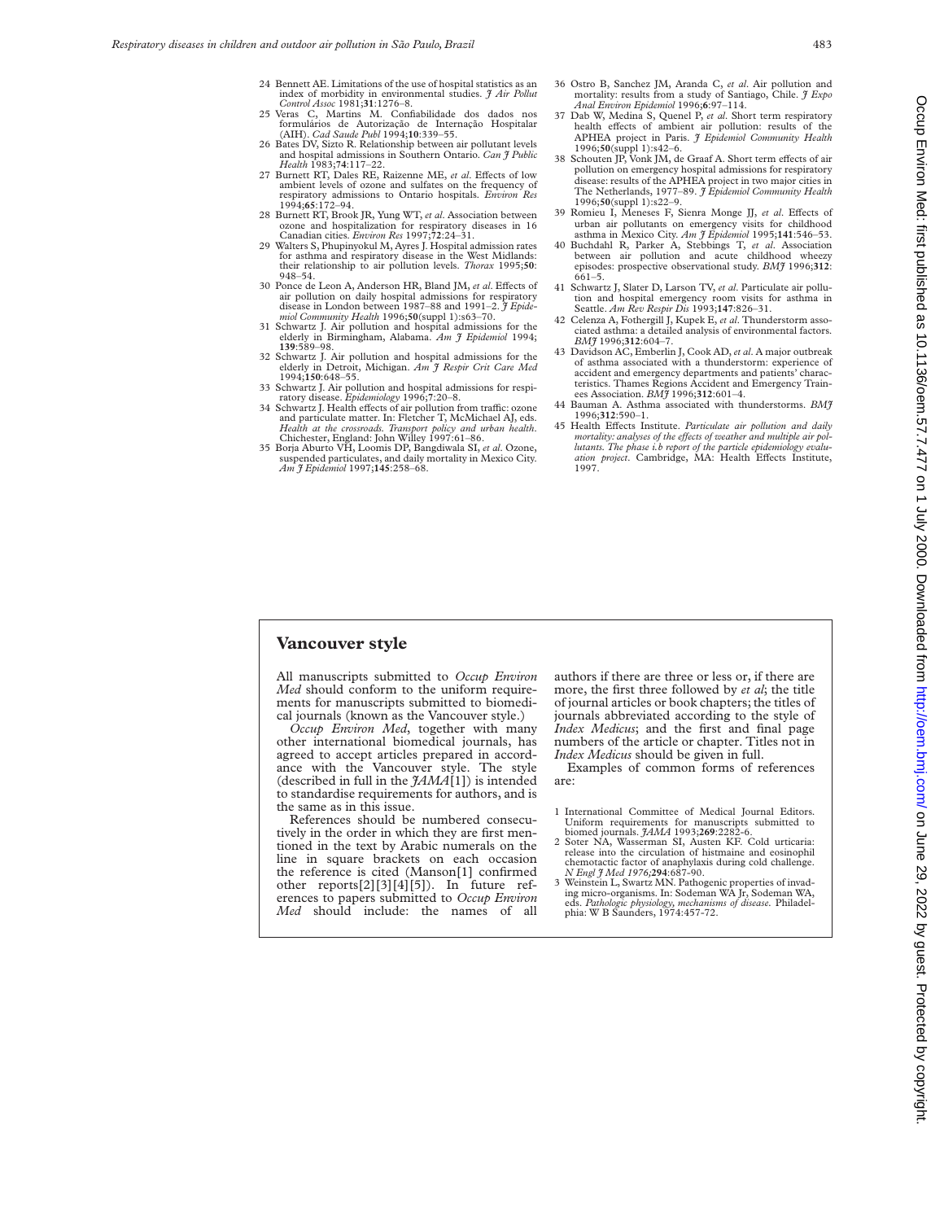24 Bennett AE. Limitations of the use of hospital statistics as an index of morbidity in environmental studies. *J Air Pollut Control Assoc* 1981;**31**:1276–8.

25 Veras C, Martins M. Confiabilidade dos dados nos formulários de Autorização de Internação Hospitalar (AIH). *Cad Saude Publ* 1994;**10**:339–55.

26 Bates DV, Sizto R. Relationship between air pollutant levels and hospital admissions in Southern Ontario. *Can J Public Health* 1983;**74**:117–22.

27 Burnett RT, Dales RE, Raizenne ME, *et al*. Effects of low ambient levels of ozone and sulfates on the frequency of respiratory admissions to Ontario hospitals. *Environ Res* 1994;**65**:172–94.

28 Burnett RT, Brook JR, Yung WT, *et al*. Association between ozone and hospitalization for respiratory diseases in 16 Canadian cities. *Environ Res* 1997;**72**:24–31.

29 Walters S, Phupinyokul M, Ayres J. Hospital admission rates for asthma and respiratory disease in the West Midlands: their relationship to air pollution levels. *Thorax* 1995;**50**: 948–54.

30 Ponce de Leon A, Anderson HR, Bland JM, *et al*. Effects of air pollution on daily hospital admissions for respiratory disease in London between 1987–88 and 1991–2. *J Epidemiol Community Health* 1996;**50**(suppl 1):s63–70.

31 Schwartz J. Air pollution and hospital admissions for the elderly in Birmingham, Alabama. *Am J Epidemiol* 1994; **139**:589–98.

32 Schwartz J. Air pollution and hospital admissions for the elderly in Detroit, Michigan. *Am J Respir Crit Care Med* 1994;**150**:648–55.

33 Schwartz J. Air pollution and hospital admissions for respiratory disease. *Epidemiology* 1996;**7**:20–8.

34 Schwartz J. Health effects of air pollution from traffic: ozone and particulate matter. In: Fletcher T, McMichael AJ, eds. *Health at the crossroads. Transport policy and urban health*. Chichester, England: John Willey 1997:61–86.

35 Borja Aburto VH, Loomis DP, Bangdiwala SI, *et al*. Ozone, suspended particulates, and daily mortality in Mexico City. *Am J Epidemiol* 1997;**145**:258–68.

36 Ostro B, Sanchez JM, Aranda C, *et al*. Air pollution and mortality: results from a study of Santiago, Chile. *J Expo Anal Environ Epidemiol* 1996;**6**:97–114.

37 Dab W, Medina S, Quenel P, *et al*. Short term respiratory health effects of ambient air pollution: results of the APHEA project in Paris. *J Epidemiol Community Health* 1996;**50**(suppl 1):s42–6.

38 Schouten JP, Vonk JM, de Graaf A. Short term effects of air pollution on emergency hospital admissions for respiratory disease: results of the APHEA project in two major cities in The Netherlands, 1977–89. *J Epidemiol Community Health* 1996;**50**(suppl 1):s22–9.

39 Romieu I, Meneses F, Sienra Monge JJ, *et al*. Effects of urban air pollutants on emergency visits for childhood asthma in Mexico City. *Am J Epidemiol* 1995;**141**:546–53.

40 Buchdahl R, Parker A, Stebbings T, *et al*. Association between air pollution and acute childhood wheezy episodes: prospective observational study. *BMJ* 1996;**312**: 661–5.

41 Schwartz J, Slater D, Larson TV, *et al*. Particulate air pollution and hospital emergency room visits for asthma in Seattle. *Am Rev Respir Dis* 1993;**147**:826–31.

42 Celenza A, Fothergill J, Kupek E, *et al*. Thunderstorm associated asthma: a detailed analysis of environmental factors. *BMJ* 1996;**312**:604–7.

43 Davidson AC, Emberlin J, Cook AD, *et al*. A major outbreak of asthma associated with a thunderstorm: experience of accident and emergency departments and patients' characteristics. Thames Regions Accident and Emergency Trainees Association. *BMJ* 1996;**312**:601–4.

44 Bauman A. Asthma associated with thunderstorms. *BMJ* 1996;**312**:590–1.

45 Health Effects Institute. *Particulate air pollution and daily mortality: analyses of the effects of weather and multiple air pollutants. The phase i.b report of the particle epidemiology evaluation project*. Cambridge, MA: Health Effects Institute, 1997.

## Vancouver style

All manuscripts submitted to *Occup Environ Med* should conform to the uniform requirements for manuscripts submitted to biomedical journals (known as the Vancouver style.)

*Occup Environ Med*, together with many other international biomedical journals, has agreed to accept articles prepared in accordance with the Vancouver style. The style (described in full in the *JAMA*[1]) is intended to standardise requirements for authors, and is the same as in this issue.

References should be numbered consecutively in the order in which they are first mentioned in the text by Arabic numerals on the line in square brackets on each occasion the reference is cited (Manson[1] confirmed other reports[2][3][4][5]). In future references to papers submitted to *Occup Environ Med* should include: the names of all authors if there are three or less or, if there are more, the first three followed by *et al*; the title of journal articles or book chapters; the titles of journals abbreviated according to the style of *Index Medicus*; and the first and final page numbers of the article or chapter. Titles not in *Index Medicus* should be given in full.

Examples of common forms of references are:

1 International Committee of Medical Journal Editors. Uniform requirements for manuscripts submitted to biomed journals. *JAMA* 1993;**269**:2282–6.

2 Soter NA, Wasserman SI, Austen KF. Cold urticaria: release into the circulation of histmaine and eosinophil chemotactic factor of anaphylaxis during cold challenge. *N Engl J Med 1976;***294**:687-90.

3 Weinstein L, Swartz MN. Pathogenic properties of invading micro-organisms. In: Sodeman WA Jr, Sodeman WA, eds. *Pathologic physiology, mechanisms of disease*. Philadelphia: W B Saunders, 1974:457-72.